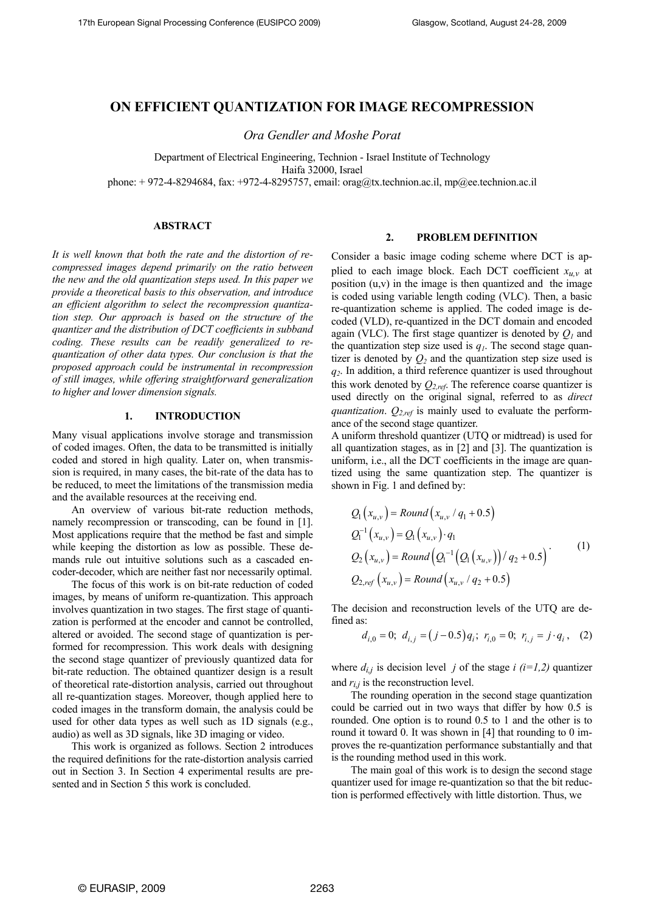# ON EFFICIENT QUANTIZATION FOR IMAGE RECOMPRESSION

*Ora Gendler and Moshe Porat*

Department of Electrical Engineering, Technion - Israel Institute of Technology
Haifa 32000, Israel
phone: + 972-4-8294684, fax: +972-4-8295757, email: orag@tx.technion.ac.il, mp@ee.technion.ac.il

## ABSTRACT

*It is well known that both the rate and the distortion of recompressed images depend primarily on the ratio between the new and the old quantization steps used. In this paper we provide a theoretical basis to this observation, and introduce an efficient algorithm to select the recompression quantization step. Our approach is based on the structure of the quantizer and the distribution of DCT coefficients in subband coding. These results can be readily generalized to re-quantization of other data types. Our conclusion is that the proposed approach could be instrumental in recompression of still images, while offering straightforward generalization to higher and lower dimension signals.*

## 1. INTRODUCTION

Many visual applications involve storage and transmission of coded images. Often, the data to be transmitted is initially coded and stored in high quality. Later on, when transmission is required, in many cases, the bit-rate of the data has to be reduced, to meet the limitations of the transmission media and the available resources at the receiving end.

An overview of various bit-rate reduction methods, namely recompression or transcoding, can be found in [1]. Most applications require that the method be fast and simple while keeping the distortion as low as possible. These demands rule out intuitive solutions such as a cascaded encoder-decoder, which are neither fast nor necessarily optimal.

The focus of this work is on bit-rate reduction of coded images, by means of uniform re-quantization. This approach involves quantization in two stages. The first stage of quantization is performed at the encoder and cannot be controlled, altered or avoided. The second stage of quantization is performed for recompression. This work deals with designing the second stage quantizer of previously quantized data for bit-rate reduction. The obtained quantizer design is a result of theoretical rate-distortion analysis, carried out throughout all re-quantization stages. Moreover, though applied here to coded images in the transform domain, the analysis could be used for other data types as well such as 1D signals (e.g., audio) as well as 3D signals, like 3D imaging or video.

This work is organized as follows. Section 2 introduces the required definitions for the rate-distortion analysis carried out in Section 3. In Section 4 experimental results are presented and in Section 5 this work is concluded.

## 2. PROBLEM DEFINITION

Consider a basic image coding scheme where DCT is applied to each image block. Each DCT coefficient $x_{u,v}$ at position (u,v) in the image is then quantized and the image is coded using variable length coding (VLC). Then, a basic re-quantization scheme is applied. The coded image is decoded (VLD), re-quantized in the DCT domain and encoded again (VLC). The first stage quantizer is denoted by $Q_1$ and the quantization step size used is $q_1$. The second stage quantizer is denoted by $Q_2$ and the quantization step size used is $q_2$. In addition, a third reference quantizer is used throughout this work denoted by $Q_{2,ref}$. The reference coarse quantizer is used directly on the original signal, referred to as *direct quantization*. $Q_{2,ref}$ is mainly used to evaluate the performance of the second stage quantizer.

A uniform threshold quantizer (UTQ or midtread) is used for all quantization stages, as in [2] and [3]. The quantization is uniform, i.e., all the DCT coefficients in the image are quantized using the same quantization step. The quantizer is shown in Fig. 1 and defined by:

$$
\begin{aligned}
&Q_1\left(x_{u,v}\right) = Round\left(x_{u,v} / q_1 + 0.5\right)\\
&Q_1^{-1}\left(x_{u,v}\right) = Q_1\left(x_{u,v}\right) \cdot q_1\\
&Q_2\left(x_{u,v}\right) = Round\left(Q_1^{-1}\left(Q_1\left(x_{u,v}\right)\right) / q_2 + 0.5\right)\\
&Q_{2,ref}\left(x_{u,v}\right) = Round\left(x_{u,v} / q_2 + 0.5\right)
\end{aligned}
\quad (1)
$$

The decision and reconstruction levels of the UTQ are defined as:

$$d_{i,0} = 0;\ d_{i,j} = \left(j - 0.5\right) q_i;\ r_{i,0} = 0;\ r_{i,j} = j \cdot q_i, \quad (2)$$

where $d_{i,j}$ is decision level $j$ of the stage $i$ $(i=1,2)$ quantizer and $r_{i,j}$ is the reconstruction level.

The rounding operation in the second stage quantization could be carried out in two ways that differ by how 0.5 is rounded. One option is to round 0.5 to 1 and the other is to round it toward 0. It was shown in [4] that rounding to 0 improves the re-quantization performance substantially and that is the rounding method used in this work.

The main goal of this work is to design the second stage quantizer used for image re-quantization so that the bit reduction is performed effectively with little distortion. Thus, we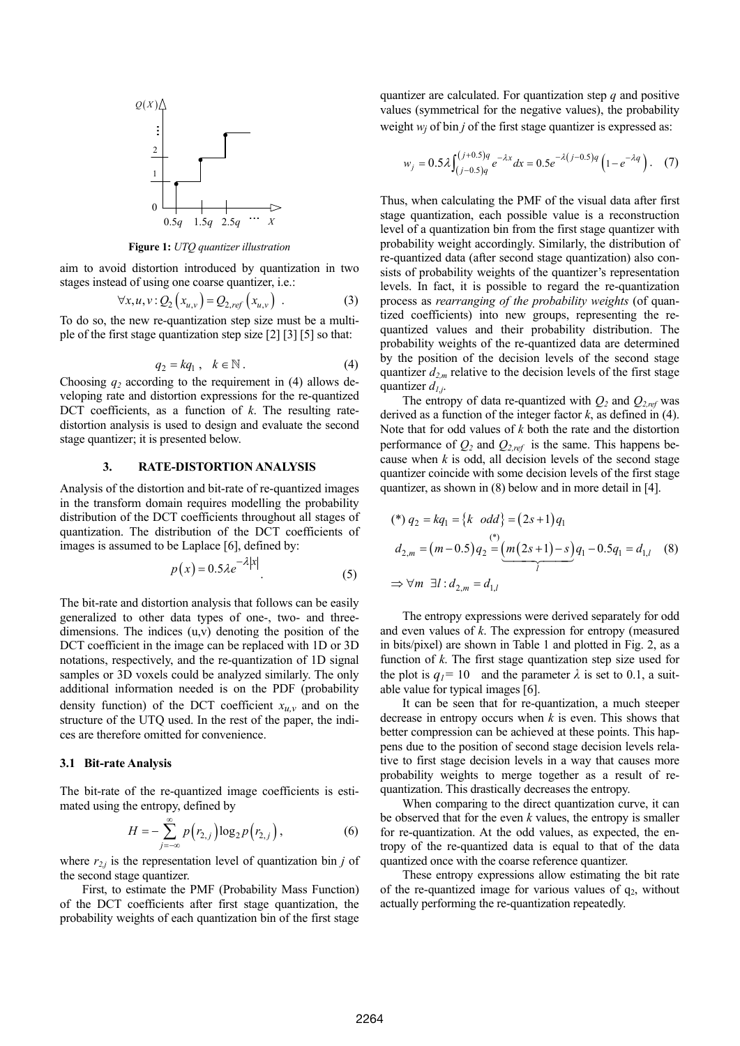**Figure 1:** *UTQ quantizer illustration*

aim to avoid distortion introduced by quantization in two stages instead of using one coarse quantizer, i.e.:

$$\forall x,u,v : Q_2\left(x_{u,v}\right) = Q_{2,ref}\left(x_{u,v}\right) \quad . \tag{3}$$

To do so, the new re-quantization step size must be a multiple of the first stage quantization step size [2] [3] [5] so that:

$$q_2 = kq_1 \,, \quad k \in \mathbb{N} \,. \tag{4}$$

Choosing $q_2$ according to the requirement in (4) allows developing rate and distortion expressions for the re-quantized DCT coefficients, as a function of $k$. The resulting rate-distortion analysis is used to design and evaluate the second stage quantizer; it is presented below.

## 3. RATE-DISTORTION ANALYSIS

Analysis of the distortion and bit-rate of re-quantized images in the transform domain requires modelling the probability distribution of the DCT coefficients throughout all stages of quantization. The distribution of the DCT coefficients of images is assumed to be Laplace [6], defined by:

$$p\left(x\right) = 0.5\lambda e^{-\lambda\left|x\right|} \,. \tag{5}$$

The bit-rate and distortion analysis that follows can be easily generalized to other data types of one-, two- and three-dimensions. The indices (u,v) denoting the position of the DCT coefficient in the image can be replaced with 1D or 3D notations, respectively, and the re-quantization of 1D signal samples or 3D voxels could be analyzed similarly. The only additional information needed is on the PDF (probability density function) of the DCT coefficient $x_{u,v}$ and on the structure of the UTQ used. In the rest of the paper, the indices are therefore omitted for convenience.

### 3.1 Bit-rate Analysis

The bit-rate of the re-quantized image coefficients is estimated using the entropy, defined by

$$H = -\sum_{j=-\infty}^{\infty} p\left(r_{2,j}\right)\log_2 p\left(r_{2,j}\right) \,, \tag{6}$$

where $r_{2,j}$ is the representation level of quantization bin $j$ of the second stage quantizer.

First, to estimate the PMF (Probability Mass Function) of the DCT coefficients after first stage quantization, the probability weights of each quantization bin of the first stage quantizer are calculated. For quantization step $q$ and positive values (symmetrical for the negative values), the probability weight $w_j$ of bin $j$ of the first stage quantizer is expressed as:

$$w_j = 0.5\lambda \int_{(j-0.5)q}^{(j+0.5)q} e^{-\lambda x} dx = 0.5 e^{-\lambda(j-0.5)q}\left(1-e^{-\lambda q}\right) . \tag{7}$$

Thus, when calculating the PMF of the visual data after first stage quantization, each possible value is a reconstruction level of a quantization bin from the first stage quantizer with probability weight accordingly. Similarly, the distribution of re-quantized data (after second stage quantization) also consists of probability weights of the quantizer's representation levels. In fact, it is possible to regard the re-quantization process as *rearranging of the probability weights* (of quantized coefficients) into new groups, representing the re-quantized values and their probability distribution. The probability weights of the re-quantized data are determined by the position of the decision levels of the second stage quantizer $d_{2,m}$ relative to the decision levels of the first stage quantizer $d_{1,j}$.

The entropy of data re-quantized with $Q_2$ and $Q_{2,ref}$ was derived as a function of the integer factor $k$, as defined in (4). Note that for odd values of $k$ both the rate and the distortion performance of $Q_2$ and $Q_{2,ref}$ is the same. This happens because when $k$ is odd, all decision levels of the second stage quantizer coincide with some decision levels of the first stage quantizer, as shown in (8) below and in more detail in [4].

$$\begin{aligned}
&(*)\; q_2 = kq_1 = \{k \;\; odd\} = (2s+1)q_1 \\
&d_{2,m} = (m-0.5)q_2 \overset{(*)}{=} \underbrace{\left(m(2s+1)-s\right)}_{l} q_1 - 0.5q_1 = d_{1,l} \\
&\Rightarrow \forall m \;\; \exists l : d_{2,m} = d_{1,l}
\end{aligned} \tag{8}$$

The entropy expressions were derived separately for odd and even values of $k$. The expression for entropy (measured in bits/pixel) are shown in Table 1 and plotted in Fig. 2, as a function of $k$. The first stage quantization step size used for the plot is $q_1 = 10$ and the parameter $\lambda$ is set to 0.1, a suitable value for typical images [6].

It can be seen that for re-quantization, a much steeper decrease in entropy occurs when $k$ is even. This shows that better compression can be achieved at these points. This happens due to the position of second stage decision levels relative to first stage decision levels in a way that causes more probability weights to merge together as a result of re-quantization. This drastically decreases the entropy.

When comparing to the direct quantization curve, it can be observed that for the even $k$ values, the entropy is smaller for re-quantization. At the odd values, as expected, the entropy of the re-quantized data is equal to that of the data quantized once with the coarse reference quantizer.

These entropy expressions allow estimating the bit rate of the re-quantized image for various values of $q_2$, without actually performing the re-quantization repeatedly.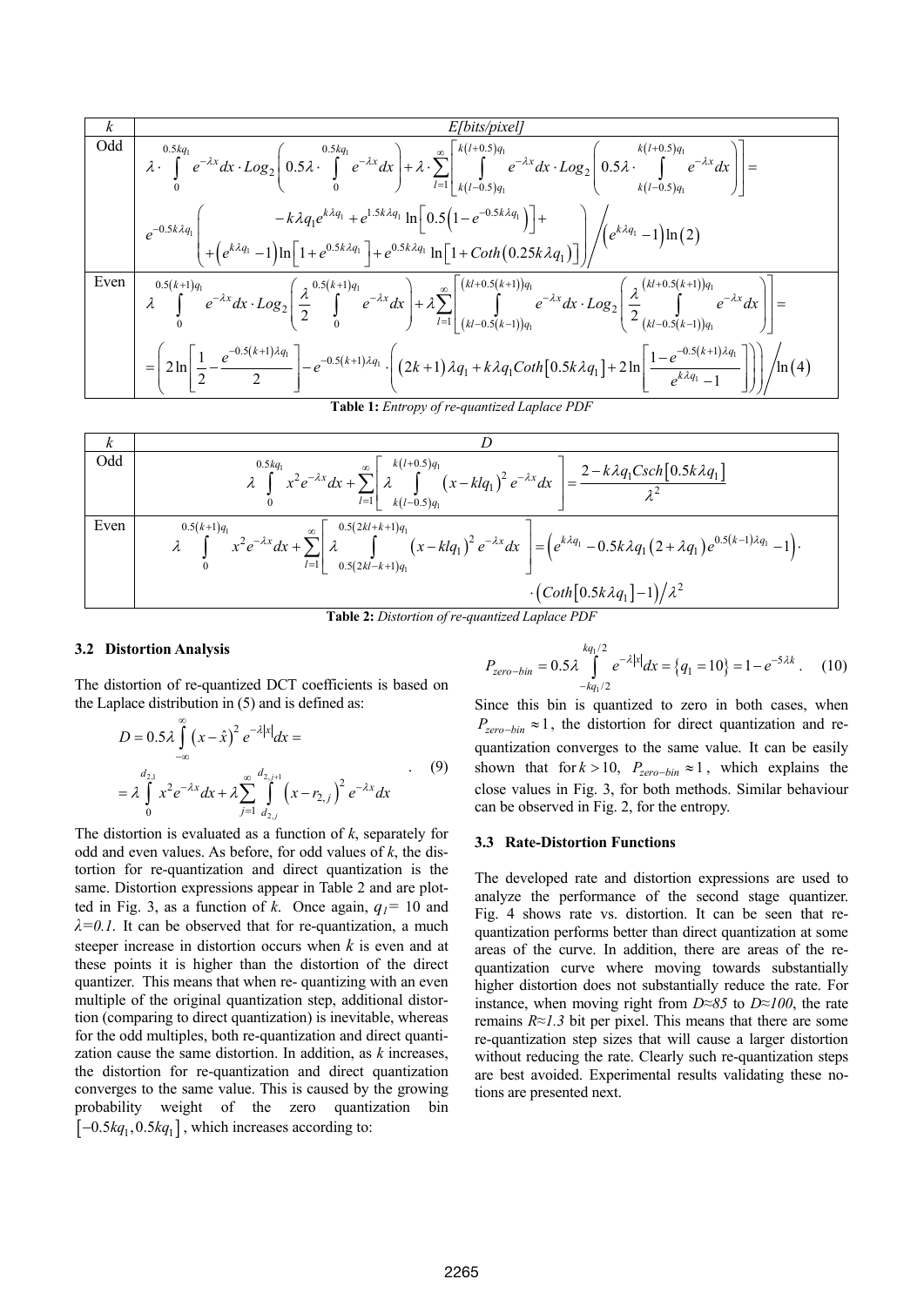| $k$ | $E$[bits/pixel] |
|---|---|
| Odd | $\lambda \cdot \int_0^{0.5kq_1} e^{-\lambda x}dx \cdot Log_2\left(0.5\lambda \cdot \int_0^{0.5kq_1} e^{-\lambda x}dx\right) + \lambda \cdot \sum_{l=1}^{\infty}\left[\int_{k(l-0.5)q_1}^{k(l+0.5)q_1} e^{-\lambda x}dx \cdot Log_2\left(0.5\lambda \cdot \int_{k(l-0.5)q_1}^{k(l+0.5)q_1} e^{-\lambda x}dx\right)\right] =$ $e^{-0.5k\lambda q_1}\left(\begin{array}{l} -k\lambda q_1 e^{k\lambda q_1} + e^{1.5k\lambda q_1}\ln\left[0.5\left(1-e^{-0.5k\lambda q_1}\right)\right] + \\ +\left(e^{k\lambda q_1}-1\right)\ln\left[1+e^{0.5k\lambda q_1}\right] + e^{0.5k\lambda q_1}\ln\left[1+Coth\left(0.25k\lambda q_1\right)\right]\end{array}\right) \Big/ \left(e^{k\lambda q_1}-1\right)\ln(2)$ |
| Even | $\lambda \int_0^{0.5(k+1)q_1} e^{-\lambda x}dx \cdot Log_2\left(\frac{\lambda}{2}\int_0^{0.5(k+1)q_1} e^{-\lambda x}dx\right) + \lambda \sum_{l=1}^{\infty}\left[\int_{(kl-0.5(k-1))q_1}^{(kl+0.5(k+1))q_1} e^{-\lambda x}dx \cdot Log_2\left(\frac{\lambda}{2}\int_{(kl-0.5(k-1))q_1}^{(kl+0.5(k+1))q_1} e^{-\lambda x}dx\right)\right] =$ $= \left(2\ln\left[\frac{1}{2}-\frac{e^{-0.5(k+1)\lambda q_1}}{2}\right] - e^{-0.5(k+1)\lambda q_1}\cdot\left(\left(2k+1\right)\lambda q_1 + k\lambda q_1 Coth\left[0.5k\lambda q_1\right] + 2\ln\left[\frac{1-e^{-0.5(k+1)\lambda q_1}}{e^{k\lambda q_1}-1}\right]\right)\right) \Big/ \ln(4)$ |

**Table 1:** *Entropy of re-quantized Laplace PDF*

| $k$ | $D$ |
|---|---|
| Odd | $\lambda \int_0^{0.5kq_1} x^2 e^{-\lambda x}dx + \sum_{l=1}^{\infty}\left[\lambda \int_{k(l-0.5)q_1}^{k(l+0.5)q_1}\left(x-klq_1\right)^2 e^{-\lambda x}dx\right] = \frac{2-k\lambda q_1 Csch\left[0.5k\lambda q_1\right]}{\lambda^2}$ |
| Even | $\lambda \int_0^{0.5(k+1)q_1} x^2 e^{-\lambda x}dx + \sum_{l=1}^{\infty}\left[\lambda \int_{0.5(2kl-k+1)q_1}^{0.5(2kl+k+1)q_1}\left(x-klq_1\right)^2 e^{-\lambda x}dx\right] = \left(e^{k\lambda q_1} - 0.5k\lambda q_1\left(2+\lambda q_1\right)e^{0.5(k-1)\lambda q_1} - 1\right)\cdot \left(Coth\left[0.5k\lambda q_1\right]-1\right)\big/\lambda^2$ |

**Table 2:** *Distortion of re-quantized Laplace PDF*

### 3.2 Distortion Analysis

The distortion of re-quantized DCT coefficients is based on the Laplace distribution in (5) and is defined as:

$$D = 0.5\lambda \int_{-\infty}^{\infty}\left(x-\hat{x}\right)^2 e^{-\lambda|x|}dx = \\ = \lambda \int_0^{d_{2,1}} x^2 e^{-\lambda x}dx + \lambda \sum_{j=1}^{\infty}\int_{d_{2,j}}^{d_{2,j+1}}\left(x-r_{2,j}\right)^2 e^{-\lambda x}dx \quad . \tag{9}$$

The distortion is evaluated as a function of $k$, separately for odd and even values. As before, for odd values of $k$, the distortion for re-quantization and direct quantization is the same. Distortion expressions appear in Table 2 and are plotted in Fig. 3, as a function of $k$. Once again, $q_1$= 10 and $\lambda$=0.1. It can be observed that for re-quantization, a much steeper increase in distortion occurs when $k$ is even and at these points it is higher than the distortion of the direct quantizer. This means that when re- quantizing with an even multiple of the original quantization step, additional distortion (comparing to direct quantization) is inevitable, whereas for the odd multiples, both re-quantization and direct quantization cause the same distortion. In addition, as $k$ increases, the distortion for re-quantization and direct quantization converges to the same value. This is caused by the growing probability weight of the zero quantization bin $\left[-0.5kq_1, 0.5kq_1\right]$, which increases according to:

$$P_{zero-bin} = 0.5\lambda \int_{-kq_1/2}^{kq_1/2} e^{-\lambda|x|}dx = \left\{q_1 = 10\right\} = 1 - e^{-5\lambda k} . \tag{10}$$

Since this bin is quantized to zero in both cases, when $P_{zero-bin} \approx 1$, the distortion for direct quantization and re-quantization converges to the same value. It can be easily shown that for $k>10$, $P_{zero-bin} \approx 1$, which explains the close values in Fig. 3, for both methods. Similar behaviour can be observed in Fig. 2, for the entropy.

### 3.3 Rate-Distortion Functions

The developed rate and distortion expressions are used to analyze the performance of the second stage quantizer. Fig. 4 shows rate vs. distortion. It can be seen that re-quantization performs better than direct quantization at some areas of the curve. In addition, there are areas of the re-quantization curve where moving towards substantially higher distortion does not substantially reduce the rate. For instance, when moving right from *D≈85* to *D≈100*, the rate remains *R≈1.3* bit per pixel. This means that there are some re-quantization step sizes that will cause a larger distortion without reducing the rate. Clearly such re-quantization steps are best avoided. Experimental results validating these notions are presented next.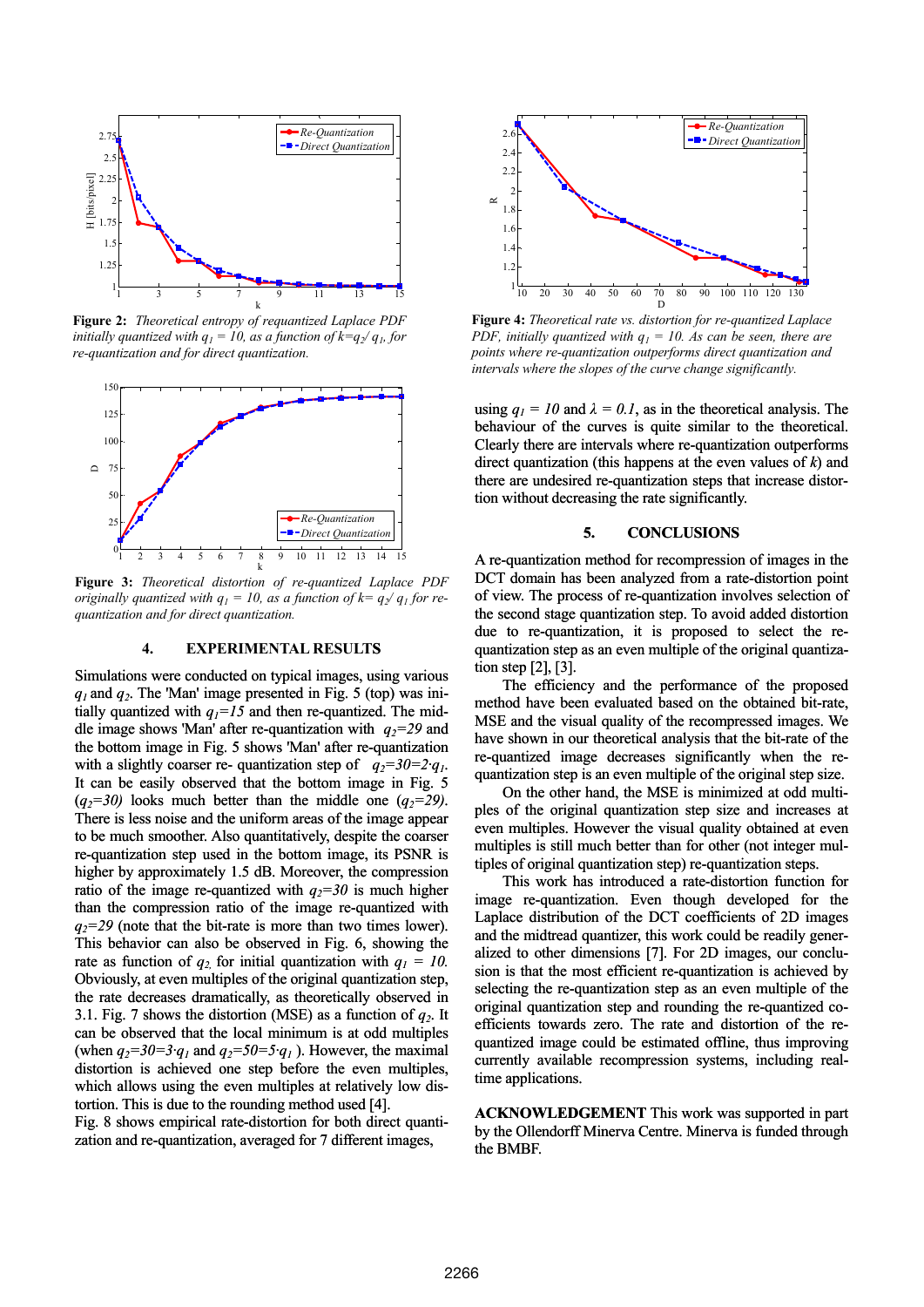**Figure 2:** *Theoretical entropy of requantized Laplace PDF initially quantized with $q_1 = 10$, as a function of $k=q_2/q_1$, for re-quantization and for direct quantization.*

**Figure 3:** *Theoretical distortion of re-quantized Laplace PDF originally quantized with $q_1 = 10$, as a function of $k= q_2/q_1$ for re-quantization and for direct quantization.*

## 4. EXPERIMENTAL RESULTS

Simulations were conducted on typical images, using various $q_1$ and $q_2$. The 'Man' image presented in Fig. 5 (top) was initially quantized with $q_1=15$ and then re-quantized. The middle image shows 'Man' after re-quantization with $q_2=29$ and the bottom image in Fig. 5 shows 'Man' after re-quantization with a slightly coarser re- quantization step of $q_2=30=2\cdot q_1$. It can be easily observed that the bottom image in Fig. 5 ($q_2=30$) looks much better than the middle one ($q_2=29$). There is less noise and the uniform areas of the image appear to be much smoother. Also quantitatively, despite the coarser re-quantization step used in the bottom image, its PSNR is higher by approximately 1.5 dB. Moreover, the compression ratio of the image re-quantized with $q_2=30$ is much higher than the compression ratio of the image re-quantized with $q_2=29$ (note that the bit-rate is more than two times lower). This behavior can also be observed in Fig. 6, showing the rate as function of $q_2$, for initial quantization with $q_1 = 10$. Obviously, at even multiples of the original quantization step, the rate decreases dramatically, as theoretically observed in 3.1. Fig. 7 shows the distortion (MSE) as a function of $q_2$. It can be observed that the local minimum is at odd multiples (when $q_2=30=3\cdot q_1$ and $q_2=50=5\cdot q_1$ ). However, the maximal distortion is achieved one step before the even multiples, which allows using the even multiples at relatively low distortion. This is due to the rounding method used [4].

Fig. 8 shows empirical rate-distortion for both direct quantization and re-quantization, averaged for 7 different images, using $q_1 = 10$ and $\lambda = 0.1$, as in the theoretical analysis. The behaviour of the curves is quite similar to the theoretical. Clearly there are intervals where re-quantization outperforms direct quantization (this happens at the even values of $k$) and there are undesired re-quantization steps that increase distortion without decreasing the rate significantly.

**Figure 4:** *Theoretical rate vs. distortion for re-quantized Laplace PDF, initially quantized with $q_1 = 10$. As can be seen, there are points where re-quantization outperforms direct quantization and intervals where the slopes of the curve change significantly.*

## 5. CONCLUSIONS

A re-quantization method for recompression of images in the DCT domain has been analyzed from a rate-distortion point of view. The process of re-quantization involves selection of the second stage quantization step. To avoid added distortion due to re-quantization, it is proposed to select the re-quantization step as an even multiple of the original quantization step [2], [3].

The efficiency and the performance of the proposed method have been evaluated based on the obtained bit-rate, MSE and the visual quality of the recompressed images. We have shown in our theoretical analysis that the bit-rate of the re-quantized image decreases significantly when the re-quantization step is an even multiple of the original step size.

On the other hand, the MSE is minimized at odd multiples of the original quantization step size and increases at even multiples. However the visual quality obtained at even multiples is still much better than for other (not integer multiples of original quantization step) re-quantization steps.

This work has introduced a rate-distortion function for image re-quantization. Even though developed for the Laplace distribution of the DCT coefficients of 2D images and the midtread quantizer, this work could be readily generalized to other dimensions [7]. For 2D images, our conclusion is that the most efficient re-quantization is achieved by selecting the re-quantization step as an even multiple of the original quantization step and rounding the re-quantized coefficients towards zero. The rate and distortion of the re-quantized image could be estimated offline, thus improving currently available recompression systems, including real-time applications.

**ACKNOWLEDGEMENT** This work was supported in part by the Ollendorff Minerva Centre. Minerva is funded through the BMBF.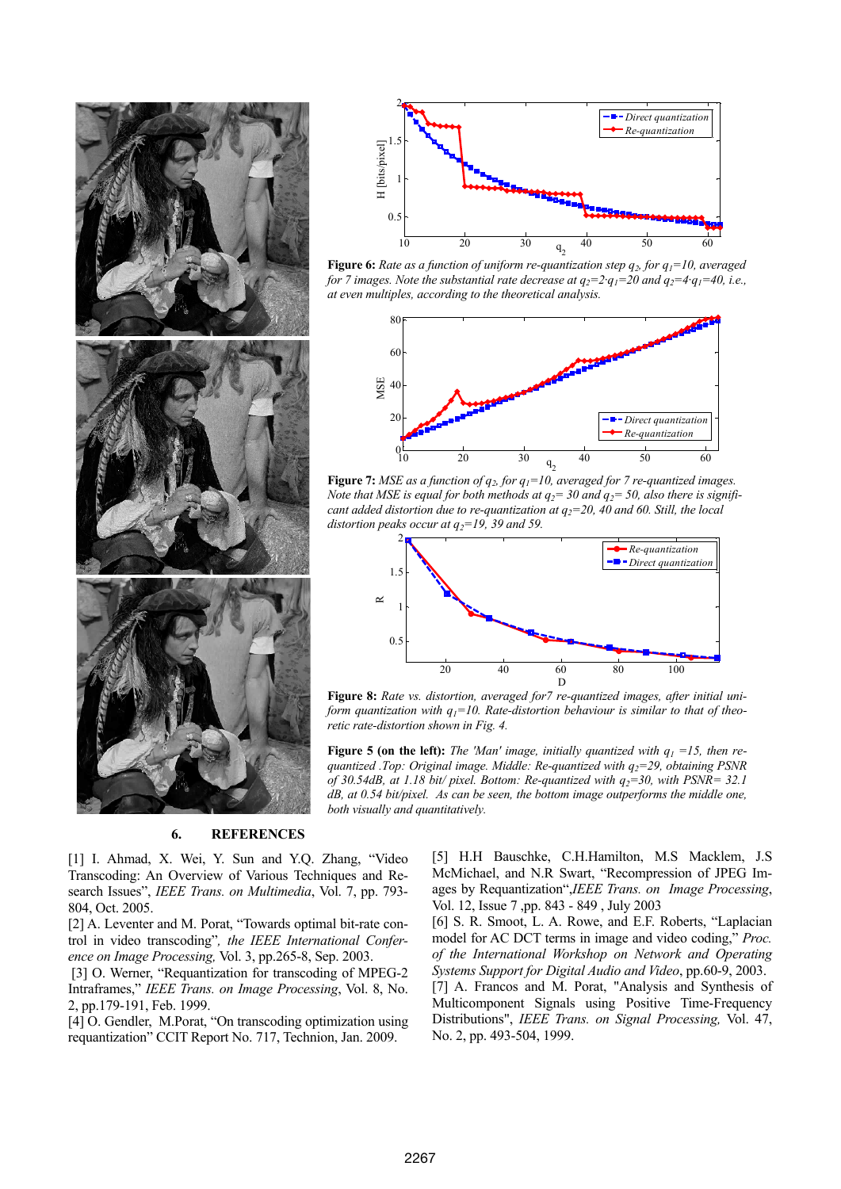2
1.5
1
0.5
H [bits/pixel]
10
20
30
40
50
60
$q_2$
Direct quantization
Re-quantization

**Figure 6:** *Rate as a function of uniform re-quantization step $q_2$, for $q_1$=10, averaged for 7 images. Note the substantial rate decrease at $q_2$=2·$q_1$=20 and $q_2$=4·$q_1$=40, i.e., at even multiples, according to the theoretical analysis.*

80
60
40
20
0
MSE
10
20
30
40
50
60
$q_2$
Direct quantization
Re-quantization

**Figure 7:** *MSE as a function of $q_2$, for $q_1$=10, averaged for 7 re-quantized images. Note that MSE is equal for both methods at $q_2$= 30 and $q_2$= 50, also there is significant added distortion due to re-quantization at $q_2$=20, 40 and 60. Still, the local distortion peaks occur at $q_2$=19, 39 and 59.*

2
1.5
1
0.5
R
20
40
60
80
100
D
Re-quantization
Direct quantization

**Figure 8:** *Rate vs. distortion, averaged for7 re-quantized images, after initial uniform quantization with $q_1$=10. Rate-distortion behaviour is similar to that of theoretic rate-distortion shown in Fig. 4.*

**Figure 5 (on the left):** *The 'Man' image, initially quantized with $q_1$ =15, then re-quantized .Top: Original image. Middle: Re-quantized with $q_2$=29, obtaining PSNR of 30.54dB, at 1.18 bit/ pixel. Bottom: Re-quantized with $q_2$=30, with PSNR= 32.1 dB, at 0.54 bit/pixel. As can be seen, the bottom image outperforms the middle one, both visually and quantitatively.*

## 6. REFERENCES

[1] I. Ahmad, X. Wei, Y. Sun and Y.Q. Zhang, "Video Transcoding: An Overview of Various Techniques and Research Issues", *IEEE Trans. on Multimedia*, Vol. 7, pp. 793-804, Oct. 2005.

[2] A. Leventer and M. Porat, "Towards optimal bit-rate control in video transcoding", *the IEEE International Conference on Image Processing,* Vol. 3, pp.265-8, Sep. 2003.

[3] O. Werner, "Requantization for transcoding of MPEG-2 Intraframes," *IEEE Trans. on Image Processing*, Vol. 8, No. 2, pp.179-191, Feb. 1999.

[4] O. Gendler, M.Porat, "On transcoding optimization using requantization" CCIT Report No. 717, Technion, Jan. 2009.

[5] H.H Bauschke, C.H.Hamilton, M.S Macklem, J.S McMichael, and N.R Swart, "Recompression of JPEG Images by Requantization",*IEEE Trans. on Image Processing*, Vol. 12, Issue 7 ,pp. 843 - 849 , July 2003

[6] S. R. Smoot, L. A. Rowe, and E.F. Roberts, "Laplacian model for AC DCT terms in image and video coding," *Proc. of the International Workshop on Network and Operating Systems Support for Digital Audio and Video*, pp.60-9, 2003.

[7] A. Francos and M. Porat, "Analysis and Synthesis of Multicomponent Signals using Positive Time-Frequency Distributions", *IEEE Trans. on Signal Processing,* Vol. 47, No. 2, pp. 493-504, 1999.